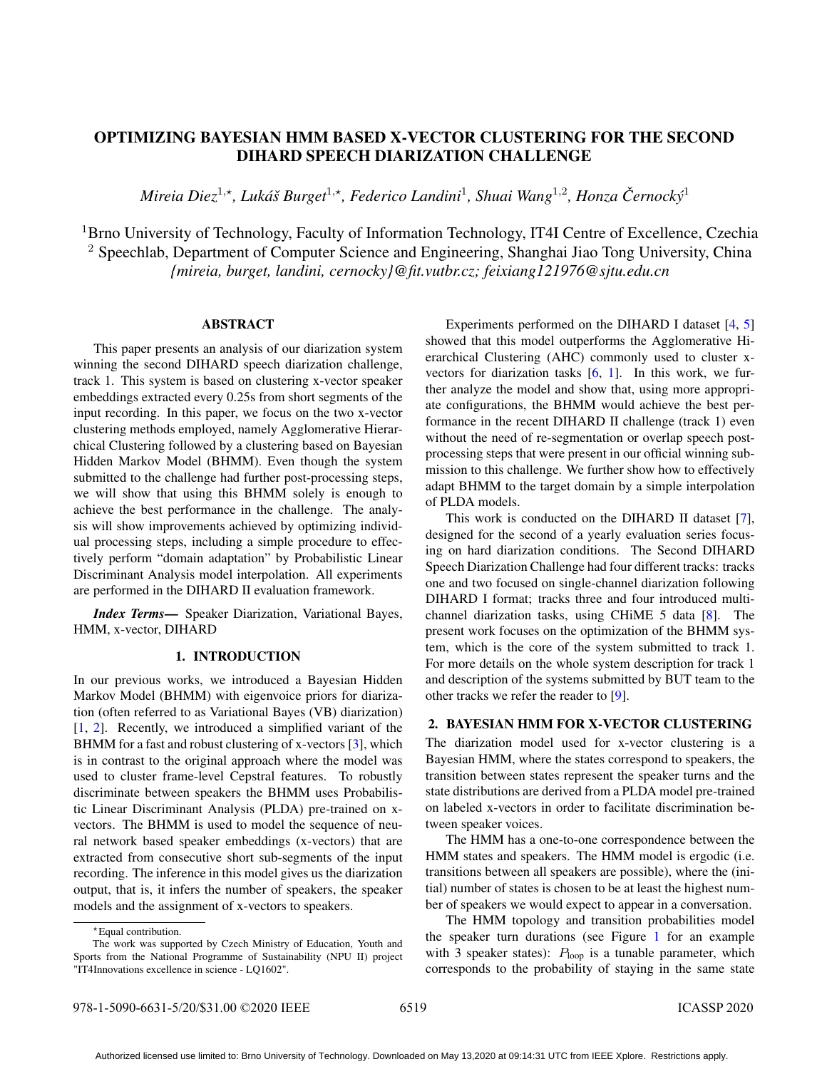# OPTIMIZING BAYESIAN HMM BASED X-VECTOR CLUSTERING FOR THE SECOND DIHARD SPEECH DIARIZATION CHALLENGE

*Mireia Diez[1,⋆], Lukáš Burget[1,⋆], Federico Landini[1], Shuai Wang[1,2], Honza Černocký[1]*

[1]Brno University of Technology, Faculty of Information Technology, IT4I Centre of Excellence, Czechia
[2] Speechlab, Department of Computer Science and Engineering, Shanghai Jiao Tong University, China
*{mireia, burget, landini, cernocky}@fit.vutbr.cz; feixiang121976@sjtu.edu.cn*

## ABSTRACT

This paper presents an analysis of our diarization system winning the second DIHARD speech diarization challenge, track 1. This system is based on clustering x-vector speaker embeddings extracted every 0.25s from short segments of the input recording. In this paper, we focus on the two x-vector clustering methods employed, namely Agglomerative Hierarchical Clustering followed by a clustering based on Bayesian Hidden Markov Model (BHMM). Even though the system submitted to the challenge had further post-processing steps, we will show that using this BHMM solely is enough to achieve the best performance in the challenge. The analysis will show improvements achieved by optimizing individual processing steps, including a simple procedure to effectively perform "domain adaptation" by Probabilistic Linear Discriminant Analysis model interpolation. All experiments are performed in the DIHARD II evaluation framework.

***Index Terms—*** Speaker Diarization, Variational Bayes, HMM, x-vector, DIHARD

## 1. INTRODUCTION

In our previous works, we introduced a Bayesian Hidden Markov Model (BHMM) with eigenvoice priors for diarization (often referred to as Variational Bayes (VB) diarization) [1, 2]. Recently, we introduced a simplified variant of the BHMM for a fast and robust clustering of x-vectors [3], which is in contrast to the original approach where the model was used to cluster frame-level Cepstral features. To robustly discriminate between speakers the BHMM uses Probabilistic Linear Discriminant Analysis (PLDA) pre-trained on x-vectors. The BHMM is used to model the sequence of neural network based speaker embeddings (x-vectors) that are extracted from consecutive short sub-segments of the input recording. The inference in this model gives us the diarization output, that is, it infers the number of speakers, the speaker models and the assignment of x-vectors to speakers.

⋆Equal contribution.

The work was supported by Czech Ministry of Education, Youth and Sports from the National Programme of Sustainability (NPU II) project "IT4Innovations excellence in science - LQ1602".

Experiments performed on the DIHARD I dataset [4, 5] showed that this model outperforms the Agglomerative Hierarchical Clustering (AHC) commonly used to cluster x-vectors for diarization tasks [6, 1]. In this work, we further analyze the model and show that, using more appropriate configurations, the BHMM would achieve the best performance in the recent DIHARD II challenge (track 1) even without the need of re-segmentation or overlap speech post-processing steps that were present in our official winning submission to this challenge. We further show how to effectively adapt BHMM to the target domain by a simple interpolation of PLDA models.

This work is conducted on the DIHARD II dataset [7], designed for the second of a yearly evaluation series focusing on hard diarization conditions. The Second DIHARD Speech Diarization Challenge had four different tracks: tracks one and two focused on single-channel diarization following DIHARD I format; tracks three and four introduced multi-channel diarization tasks, using CHiME 5 data [8]. The present work focuses on the optimization of the BHMM system, which is the core of the system submitted to track 1. For more details on the whole system description for track 1 and description of the systems submitted by BUT team to the other tracks we refer the reader to [9].

## 2. BAYESIAN HMM FOR X-VECTOR CLUSTERING

The diarization model used for x-vector clustering is a Bayesian HMM, where the states correspond to speakers, the transition between states represent the speaker turns and the state distributions are derived from a PLDA model pre-trained on labeled x-vectors in order to facilitate discrimination between speaker voices.

The HMM has a one-to-one correspondence between the HMM states and speakers. The HMM model is ergodic (i.e. transitions between all speakers are possible), where the (initial) number of states is chosen to be at least the highest number of speakers we would expect to appear in a conversation.

The HMM topology and transition probabilities model the speaker turn durations (see Figure 1 for an example with 3 speaker states): $P_{\text{loop}}$ is a tunable parameter, which corresponds to the probability of staying in the same state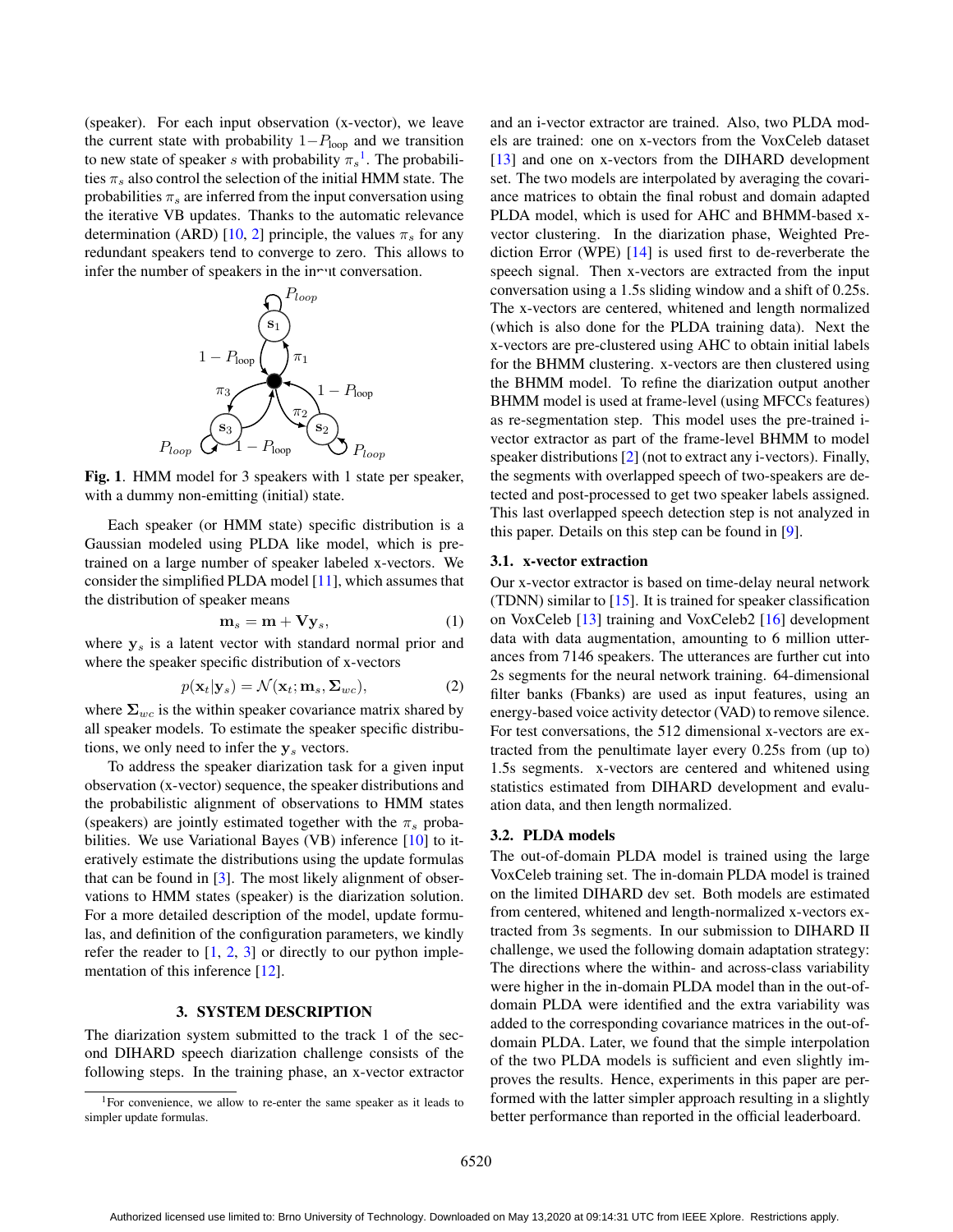(speaker). For each input observation (x-vector), we leave the current state with probability $1-P_{\text{loop}}$ and we transition to new state of speaker $s$ with probability $\pi_s$[1]. The probabilities $\pi_s$ also control the selection of the initial HMM state. The probabilities $\pi_s$ are inferred from the input conversation using the iterative VB updates. Thanks to the automatic relevance determination (ARD) [10, 2] principle, the values $\pi_s$ for any redundant speakers tend to converge to zero. This allows to infer the number of speakers in the input conversation.

$P_{loop}$

$\mathbf{s}_1$

$1 - P_{\text{loop}}$

$\pi_1$

$\pi_3$

$1 - P_{\text{loop}}$

$\pi_2$

$\mathbf{s}_3$

$\mathbf{s}_2$

$P_{loop}$

$1 - P_{\text{loop}}$

$P_{loop}$

**Fig. 1**. HMM model for 3 speakers with 1 state per speaker, with a dummy non-emitting (initial) state.

Each speaker (or HMM state) specific distribution is a Gaussian modeled using PLDA like model, which is pretrained on a large number of speaker labeled x-vectors. We consider the simplified PLDA model [11], which assumes that the distribution of speaker means

$$\mathbf{m}_s = \mathbf{m} + \mathbf{V}\mathbf{y}_s, \tag{1}$$

where $\mathbf{y}_s$ is a latent vector with standard normal prior and where the speaker specific distribution of x-vectors

$$p(\mathbf{x}_t|\mathbf{y}_s) = \mathcal{N}(\mathbf{x}_t; \mathbf{m}_s, \mathbf{\Sigma}_{wc}), \tag{2}$$

where $\mathbf{\Sigma}_{wc}$ is the within speaker covariance matrix shared by all speaker models. To estimate the speaker specific distributions, we only need to infer the $\mathbf{y}_s$ vectors.

To address the speaker diarization task for a given input observation (x-vector) sequence, the speaker distributions and the probabilistic alignment of observations to HMM states (speakers) are jointly estimated together with the $\pi_s$ probabilities. We use Variational Bayes (VB) inference [10] to iteratively estimate the distributions using the update formulas that can be found in [3]. The most likely alignment of observations to HMM states (speaker) is the diarization solution. For a more detailed description of the model, update formulas, and definition of the configuration parameters, we kindly refer the reader to [1, 2, 3] or directly to our python implementation of this inference [12].

## 3. SYSTEM DESCRIPTION

The diarization system submitted to the track 1 of the second DIHARD speech diarization challenge consists of the following steps. In the training phase, an x-vector extractor and an i-vector extractor are trained. Also, two PLDA models are trained: one on x-vectors from the VoxCeleb dataset [13] and one on x-vectors from the DIHARD development set. The two models are interpolated by averaging the covariance matrices to obtain the final robust and domain adapted PLDA model, which is used for AHC and BHMM-based x-vector clustering. In the diarization phase, Weighted Prediction Error (WPE) [14] is used first to de-reverberate the speech signal. Then x-vectors are extracted from the input conversation using a 1.5s sliding window and a shift of 0.25s. The x-vectors are centered, whitened and length normalized (which is also done for the PLDA training data). Next the x-vectors are pre-clustered using AHC to obtain initial labels for the BHMM clustering. x-vectors are then clustered using the BHMM model. To refine the diarization output another BHMM model is used at frame-level (using MFCCs features) as re-segmentation step. This model uses the pre-trained i-vector extractor as part of the frame-level BHMM to model speaker distributions [2] (not to extract any i-vectors). Finally, the segments with overlapped speech of two-speakers are detected and post-processed to get two speaker labels assigned. This last overlapped speech detection step is not analyzed in this paper. Details on this step can be found in [9].

### 3.1. x-vector extraction

Our x-vector extractor is based on time-delay neural network (TDNN) similar to [15]. It is trained for speaker classification on VoxCeleb [13] training and VoxCeleb2 [16] development data with data augmentation, amounting to 6 million utterances from 7146 speakers. The utterances are further cut into 2s segments for the neural network training. 64-dimensional filter banks (Fbanks) are used as input features, using an energy-based voice activity detector (VAD) to remove silence. For test conversations, the 512 dimensional x-vectors are extracted from the penultimate layer every 0.25s from (up to) 1.5s segments. x-vectors are centered and whitened using statistics estimated from DIHARD development and evaluation data, and then length normalized.

### 3.2. PLDA models

The out-of-domain PLDA model is trained using the large VoxCeleb training set. The in-domain PLDA model is trained on the limited DIHARD dev set. Both models are estimated from centered, whitened and length-normalized x-vectors extracted from 3s segments. In our submission to DIHARD II challenge, we used the following domain adaptation strategy: The directions where the within- and across-class variability were higher in the in-domain PLDA model than in the out-of-domain PLDA were identified and the extra variability was added to the corresponding covariance matrices in the out-of-domain PLDA. Later, we found that the simple interpolation of the two PLDA models is sufficient and even slightly improves the results. Hence, experiments in this paper are performed with the latter simpler approach resulting in a slightly better performance than reported in the official leaderboard.

[1] For convenience, we allow to re-enter the same speaker as it leads to simpler update formulas.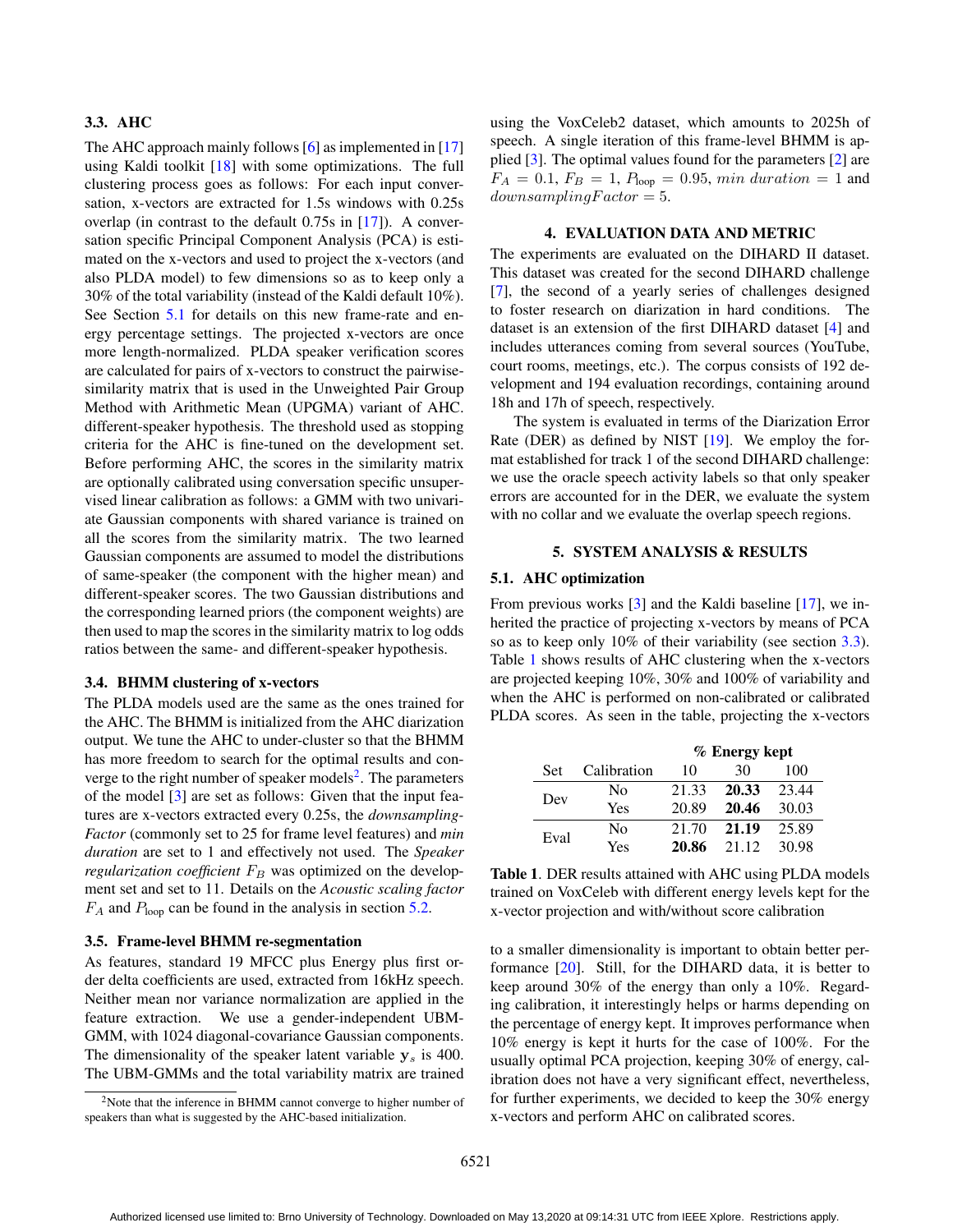### 3.3. AHC

The AHC approach mainly follows [6] as implemented in [17] using Kaldi toolkit [18] with some optimizations. The full clustering process goes as follows: For each input conversation, x-vectors are extracted for 1.5s windows with 0.25s overlap (in contrast to the default 0.75s in [17]). A conversation specific Principal Component Analysis (PCA) is estimated on the x-vectors and used to project the x-vectors (and also PLDA model) to few dimensions so as to keep only a 30% of the total variability (instead of the Kaldi default 10%). See Section 5.1 for details on this new frame-rate and energy percentage settings. The projected x-vectors are once more length-normalized. PLDA speaker verification scores are calculated for pairs of x-vectors to construct the pairwise-similarity matrix that is used in the Unweighted Pair Group Method with Arithmetic Mean (UPGMA) variant of AHC. different-speaker hypothesis. The threshold used as stopping criteria for the AHC is fine-tuned on the development set. Before performing AHC, the scores in the similarity matrix are optionally calibrated using conversation specific unsupervised linear calibration as follows: a GMM with two univariate Gaussian components with shared variance is trained on all the scores from the similarity matrix. The two learned Gaussian components are assumed to model the distributions of same-speaker (the component with the higher mean) and different-speaker scores. The two Gaussian distributions and the corresponding learned priors (the component weights) are then used to map the scores in the similarity matrix to log odds ratios between the same- and different-speaker hypothesis.

### 3.4. BHMM clustering of x-vectors

The PLDA models used are the same as the ones trained for the AHC. The BHMM is initialized from the AHC diarization output. We tune the AHC to under-cluster so that the BHMM has more freedom to search for the optimal results and converge to the right number of speaker models[2]. The parameters of the model [3] are set as follows: Given that the input features are x-vectors extracted every 0.25s, the *downsamplingFactor* (commonly set to 25 for frame level features) and *min duration* are set to 1 and effectively not used. The *Speaker regularization coefficient* $F_B$ was optimized on the development set and set to 11. Details on the *Acoustic scaling factor* $F_A$ and $P_{\text{loop}}$ can be found in the analysis in section 5.2.

### 3.5. Frame-level BHMM re-segmentation

As features, standard 19 MFCC plus Energy plus first order delta coefficients are used, extracted from 16kHz speech. Neither mean nor variance normalization are applied in the feature extraction. We use a gender-independent UBM-GMM, with 1024 diagonal-covariance Gaussian components. The dimensionality of the speaker latent variable $\mathbf{y}_s$ is 400. The UBM-GMMs and the total variability matrix are trained using the VoxCeleb2 dataset, which amounts to 2025h of speech. A single iteration of this frame-level BHMM is applied [3]. The optimal values found for the parameters [2] are $F_A = 0.1$, $F_B = 1$, $P_{\text{loop}} = 0.95$, $min\ duration = 1$ and $downsamplingFactor = 5$.

[2]Note that the inference in BHMM cannot converge to higher number of speakers than what is suggested by the AHC-based initialization.

## 4. EVALUATION DATA AND METRIC

The experiments are evaluated on the DIHARD II dataset. This dataset was created for the second DIHARD challenge [7], the second of a yearly series of challenges designed to foster research on diarization in hard conditions. The dataset is an extension of the first DIHARD dataset [4] and includes utterances coming from several sources (YouTube, court rooms, meetings, etc.). The corpus consists of 192 development and 194 evaluation recordings, containing around 18h and 17h of speech, respectively.

The system is evaluated in terms of the Diarization Error Rate (DER) as defined by NIST [19]. We employ the format established for track 1 of the second DIHARD challenge: we use the oracle speech activity labels so that only speaker errors are accounted for in the DER, we evaluate the system with no collar and we evaluate the overlap speech regions.

## 5. SYSTEM ANALYSIS & RESULTS

### 5.1. AHC optimization

From previous works [3] and the Kaldi baseline [17], we inherited the practice of projecting x-vectors by means of PCA so as to keep only 10% of their variability (see section 3.3). Table 1 shows results of AHC clustering when the x-vectors are projected keeping 10%, 30% and 100% of variability and when the AHC is performed on non-calibrated or calibrated PLDA scores. As seen in the table, projecting the x-vectors to a smaller dimensionality is important to obtain better performance [20]. Still, for the DIHARD data, it is better to keep around 30% of the energy than only a 10%. Regarding calibration, it interestingly helps or harms depending on the percentage of energy kept. It improves performance when 10% energy is kept it hurts for the case of 100%. For the usually optimal PCA projection, keeping 30% of energy, calibration does not have a very significant effect, nevertheless, for further experiments, we decided to keep the 30% energy x-vectors and perform AHC on calibrated scores.

| | | % Energy kept | | |
|---|---|---|---|---|
| Set | Calibration | 10 | 30 | 100 |
| Dev | No | 21.33 | **20.33** | 23.44 |
| | Yes | 20.89 | **20.46** | 30.03 |
| Eval | No | 21.70 | **21.19** | 25.89 |
| | Yes | **20.86** | 21.12 | 30.98 |

**Table 1**. DER results attained with AHC using PLDA models trained on VoxCeleb with different energy levels kept for the x-vector projection and with/without score calibration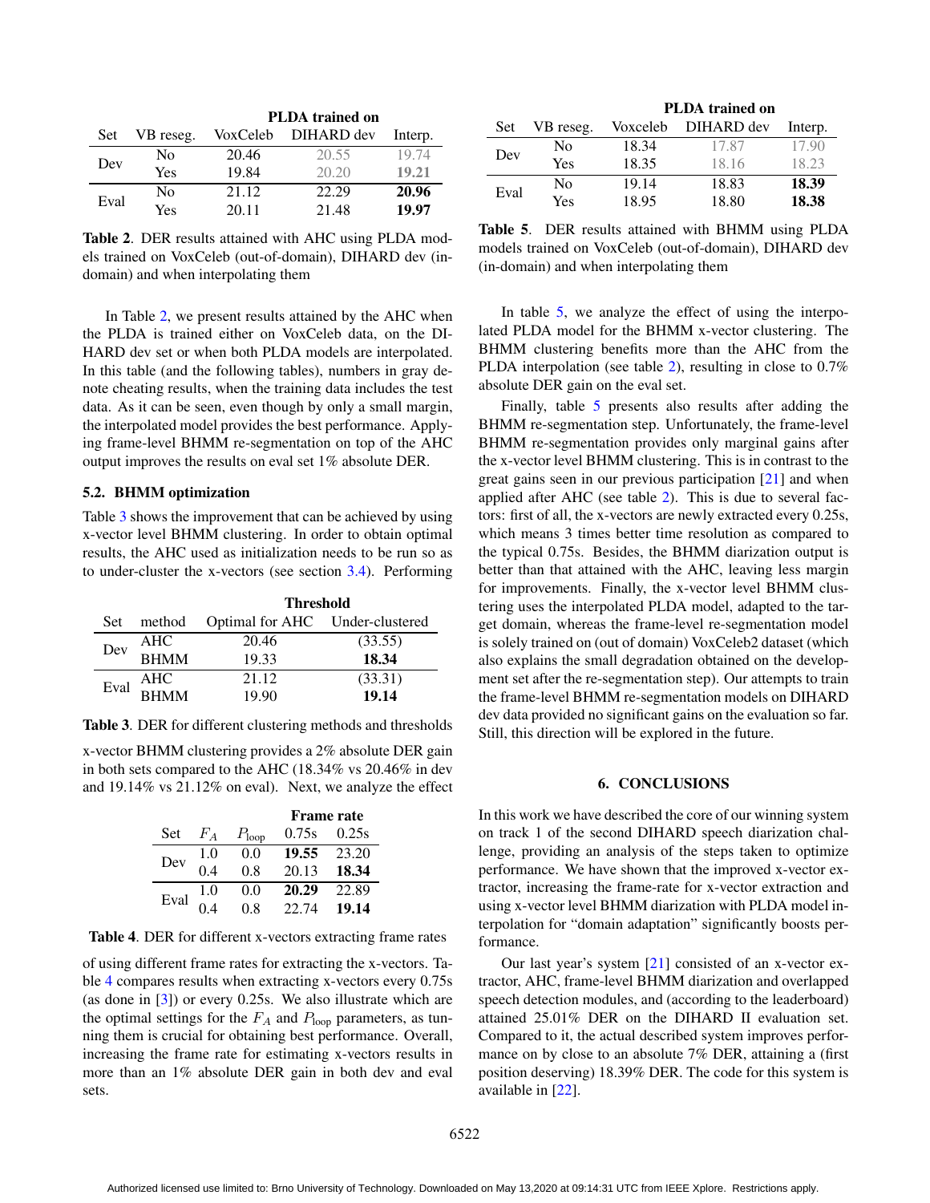| | | PLDA trained on | | |
|---|---|---|---|---|
| Set | VB reseg. | VoxCeleb | DIHARD dev | Interp. |
| Dev | No | 20.46 | 20.55 | 19.74 |
| | Yes | 19.84 | 20.20 | **19.21** |
| Eval | No | 21.12 | 22.29 | **20.96** |
| | Yes | 20.11 | 21.48 | **19.97** |

**Table 2**. DER results attained with AHC using PLDA models trained on VoxCeleb (out-of-domain), DIHARD dev (in-domain) and when interpolating them

In Table 2, we present results attained by the AHC when the PLDA is trained either on VoxCeleb data, on the DIHARD dev set or when both PLDA models are interpolated. In this table (and the following tables), numbers in gray denote cheating results, when the training data includes the test data. As it can be seen, even though by only a small margin, the interpolated model provides the best performance. Applying frame-level BHMM re-segmentation on top of the AHC output improves the results on eval set 1% absolute DER.

### 5.2. BHMM optimization

Table 3 shows the improvement that can be achieved by using x-vector level BHMM clustering. In order to obtain optimal results, the AHC used as initialization needs to be run so as to under-cluster the x-vectors (see section 3.4). Performing x-vector BHMM clustering provides a 2% absolute DER gain in both sets compared to the AHC (18.34% vs 20.46% in dev and 19.14% vs 21.12% on eval). Next, we analyze the effect of using different frame rates for extracting the x-vectors. Table 4 compares results when extracting x-vectors every 0.75s (as done in [3]) or every 0.25s. We also illustrate which are the optimal settings for the $F_A$ and $P_{\text{loop}}$ parameters, as tuning them is crucial for obtaining best performance. Overall, increasing the frame rate for estimating x-vectors results in more than an 1% absolute DER gain in both dev and eval sets.

| | | Threshold | |
|---|---|---|---|
| Set | method | Optimal for AHC | Under-clustered |
| Dev | AHC | 20.46 | (33.55) |
| | BHMM | 19.33 | **18.34** |
| Eval | AHC | 21.12 | (33.31) |
| | BHMM | 19.90 | **19.14** |

**Table 3**. DER for different clustering methods and thresholds

| | | | Frame rate | |
|---|---|---|---|---|
| Set | $F_A$ | $P_{\text{loop}}$ | 0.75s | 0.25s |
| Dev | 1.0 | 0.0 | **19.55** | 23.20 |
| | 0.4 | 0.8 | 20.13 | **18.34** |
| Eval | 1.0 | 0.0 | **20.29** | 22.89 |
| | 0.4 | 0.8 | 22.74 | **19.14** |

**Table 4**. DER for different x-vectors extracting frame rates

| | | PLDA trained on | | |
|---|---|---|---|---|
| Set | VB reseg. | Voxceleb | DIHARD dev | Interp. |
| Dev | No | 18.34 | 17.87 | 17.90 |
| | Yes | 18.35 | 18.16 | 18.23 |
| Eval | No | 19.14 | 18.83 | **18.39** |
| | Yes | 18.95 | 18.80 | **18.38** |

**Table 5**. DER results attained with BHMM using PLDA models trained on VoxCeleb (out-of-domain), DIHARD dev (in-domain) and when interpolating them

In table 5, we analyze the effect of using the interpolated PLDA model for the BHMM x-vector clustering. The BHMM clustering benefits more than the AHC from the PLDA interpolation (see table 2), resulting in close to 0.7% absolute DER gain on the eval set.

Finally, table 5 presents also results after adding the BHMM re-segmentation step. Unfortunately, the frame-level BHMM re-segmentation provides only marginal gains after the x-vector level BHMM clustering. This is in contrast to the great gains seen in our previous participation [21] and when applied after AHC (see table 2). This is due to several factors: first of all, the x-vectors are newly extracted every 0.25s, which means 3 times better time resolution as compared to the typical 0.75s. Besides, the BHMM diarization output is better than that attained with the AHC, leaving less margin for improvements. Finally, the x-vector level BHMM clustering uses the interpolated PLDA model, adapted to the target domain, whereas the frame-level re-segmentation model is solely trained on (out of domain) VoxCeleb2 dataset (which also explains the small degradation obtained on the development set after the re-segmentation step). Our attempts to train the frame-level BHMM re-segmentation models on DIHARD dev data provided no significant gains on the evaluation so far. Still, this direction will be explored in the future.

## 6. CONCLUSIONS

In this work we have described the core of our winning system on track 1 of the second DIHARD speech diarization challenge, providing an analysis of the steps taken to optimize performance. We have shown that the improved x-vector extractor, increasing the frame-rate for x-vector extraction and using x-vector level BHMM diarization with PLDA model interpolation for "domain adaptation" significantly boosts performance.

Our last year's system [21] consisted of an x-vector extractor, AHC, frame-level BHMM diarization and overlapped speech detection modules, and (according to the leaderboard) attained 25.01% DER on the DIHARD II evaluation set. Compared to it, the actual described system improves performance on by close to an absolute 7% DER, attaining a (first position deserving) 18.39% DER. The code for this system is available in [22].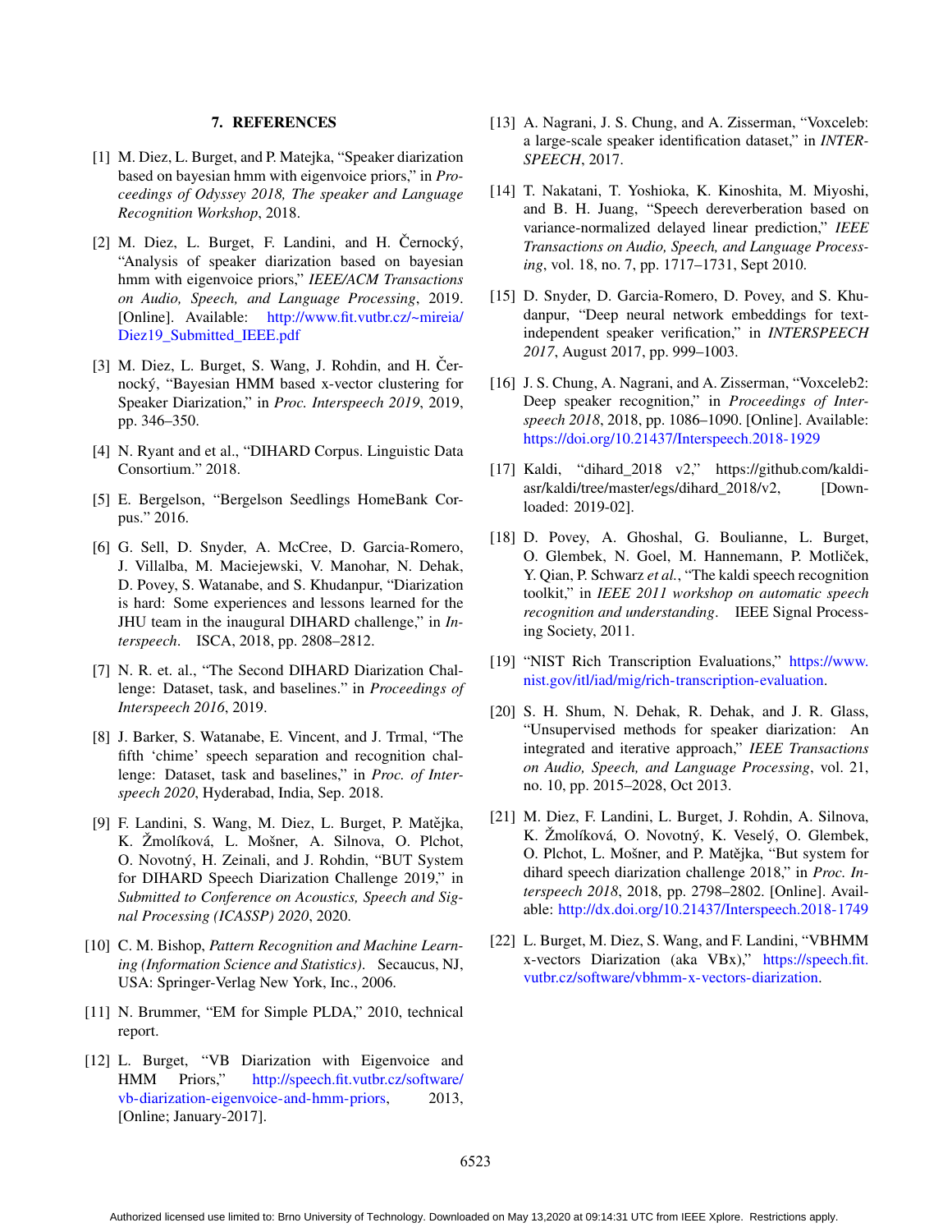## 7. REFERENCES

[1] M. Diez, L. Burget, and P. Matejka, "Speaker diarization based on bayesian hmm with eigenvoice priors," in *Proceedings of Odyssey 2018, The speaker and Language Recognition Workshop*, 2018.

[2] M. Diez, L. Burget, F. Landini, and H. Černocký, "Analysis of speaker diarization based on bayesian hmm with eigenvoice priors," *IEEE/ACM Transactions on Audio, Speech, and Language Processing*, 2019. [Online]. Available: http://www.fit.vutbr.cz/~mireia/Diez19_Submitted_IEEE.pdf

[3] M. Diez, L. Burget, S. Wang, J. Rohdin, and H. Černocký, "Bayesian HMM based x-vector clustering for Speaker Diarization," in *Proc. Interspeech 2019*, 2019, pp. 346–350.

[4] N. Ryant and et al., "DIHARD Corpus. Linguistic Data Consortium." 2018.

[5] E. Bergelson, "Bergelson Seedlings HomeBank Corpus." 2016.

[6] G. Sell, D. Snyder, A. McCree, D. Garcia-Romero, J. Villalba, M. Maciejewski, V. Manohar, N. Dehak, D. Povey, S. Watanabe, and S. Khudanpur, "Diarization is hard: Some experiences and lessons learned for the JHU team in the inaugural DIHARD challenge," in *Interspeech*. ISCA, 2018, pp. 2808–2812.

[7] N. R. et. al., "The Second DIHARD Diarization Challenge: Dataset, task, and baselines." in *Proceedings of Interspeech 2016*, 2019.

[8] J. Barker, S. Watanabe, E. Vincent, and J. Trmal, "The fifth 'chime' speech separation and recognition challenge: Dataset, task and baselines," in *Proc. of Interspeech 2020*, Hyderabad, India, Sep. 2018.

[9] F. Landini, S. Wang, M. Diez, L. Burget, P. Matějka, K. Žmolíková, L. Mošner, A. Silnova, O. Plchot, O. Novotný, H. Zeinali, and J. Rohdin, "BUT System for DIHARD Speech Diarization Challenge 2019," in *Submitted to Conference on Acoustics, Speech and Signal Processing (ICASSP) 2020*, 2020.

[10] C. M. Bishop, *Pattern Recognition and Machine Learning (Information Science and Statistics)*. Secaucus, NJ, USA: Springer-Verlag New York, Inc., 2006.

[11] N. Brummer, "EM for Simple PLDA," 2010, technical report.

[12] L. Burget, "VB Diarization with Eigenvoice and HMM Priors," http://speech.fit.vutbr.cz/software/vb-diarization-eigenvoice-and-hmm-priors, 2013, [Online; January-2017].

[13] A. Nagrani, J. S. Chung, and A. Zisserman, "Voxceleb: a large-scale speaker identification dataset," in *INTERSPEECH*, 2017.

[14] T. Nakatani, T. Yoshioka, K. Kinoshita, M. Miyoshi, and B. H. Juang, "Speech dereverberation based on variance-normalized delayed linear prediction," *IEEE Transactions on Audio, Speech, and Language Processing*, vol. 18, no. 7, pp. 1717–1731, Sept 2010.

[15] D. Snyder, D. Garcia-Romero, D. Povey, and S. Khudanpur, "Deep neural network embeddings for text-independent speaker verification," in *INTERSPEECH 2017*, August 2017, pp. 999–1003.

[16] J. S. Chung, A. Nagrani, and A. Zisserman, "Voxceleb2: Deep speaker recognition," in *Proceedings of Interspeech 2018*, 2018, pp. 1086–1090. [Online]. Available: https://doi.org/10.21437/Interspeech.2018-1929

[17] Kaldi, "dihard_2018 v2," https://github.com/kaldi-asr/kaldi/tree/master/egs/dihard_2018/v2, [Downloaded: 2019-02].

[18] D. Povey, A. Ghoshal, G. Boulianne, L. Burget, O. Glembek, N. Goel, M. Hannemann, P. Motlíček, Y. Qian, P. Schwarz *et al.*, "The kaldi speech recognition toolkit," in *IEEE 2011 workshop on automatic speech recognition and understanding*. IEEE Signal Processing Society, 2011.

[19] "NIST Rich Transcription Evaluations," https://www.nist.gov/itl/iad/mig/rich-transcription-evaluation.

[20] S. H. Shum, N. Dehak, R. Dehak, and J. R. Glass, "Unsupervised methods for speaker diarization: An integrated and iterative approach," *IEEE Transactions on Audio, Speech, and Language Processing*, vol. 21, no. 10, pp. 2015–2028, Oct 2013.

[21] M. Diez, F. Landini, L. Burget, J. Rohdin, A. Silnova, K. Žmolíková, O. Novotný, K. Veselý, O. Glembek, O. Plchot, L. Mošner, and P. Matějka, "But system for dihard speech diarization challenge 2018," in *Proc. Interspeech 2018*, 2018, pp. 2798–2802. [Online]. Available: http://dx.doi.org/10.21437/Interspeech.2018-1749

[22] L. Burget, M. Diez, S. Wang, and F. Landini, "VBHMM x-vectors Diarization (aka VBx)," https://speech.fit.vutbr.cz/software/vbhmm-x-vectors-diarization.